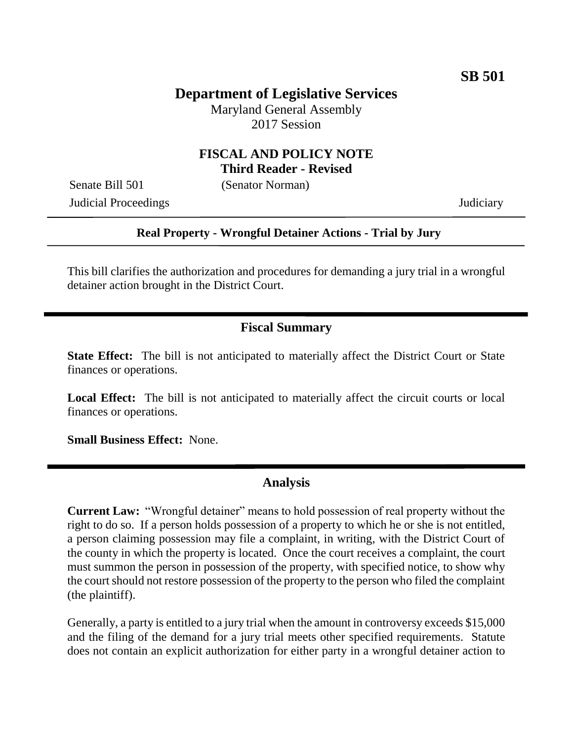**SB 501**

# Department of Legislative Services

Maryland General Assembly
2017 Session

## FISCAL AND POLICY NOTE
**Third Reader - Revised**

Senate Bill 501 (Senator Norman)
Judicial Proceedings Judiciary

**Real Property - Wrongful Detainer Actions - Trial by Jury**

This bill clarifies the authorization and procedures for demanding a jury trial in a wrongful detainer action brought in the District Court.

## Fiscal Summary

**State Effect:** The bill is not anticipated to materially affect the District Court or State finances or operations.

**Local Effect:** The bill is not anticipated to materially affect the circuit courts or local finances or operations.

**Small Business Effect:** None.

## Analysis

**Current Law:** "Wrongful detainer" means to hold possession of real property without the right to do so. If a person holds possession of a property to which he or she is not entitled, a person claiming possession may file a complaint, in writing, with the District Court of the county in which the property is located. Once the court receives a complaint, the court must summon the person in possession of the property, with specified notice, to show why the court should not restore possession of the property to the person who filed the complaint (the plaintiff).

Generally, a party is entitled to a jury trial when the amount in controversy exceeds $15,000 and the filing of the demand for a jury trial meets other specified requirements. Statute does not contain an explicit authorization for either party in a wrongful detainer action to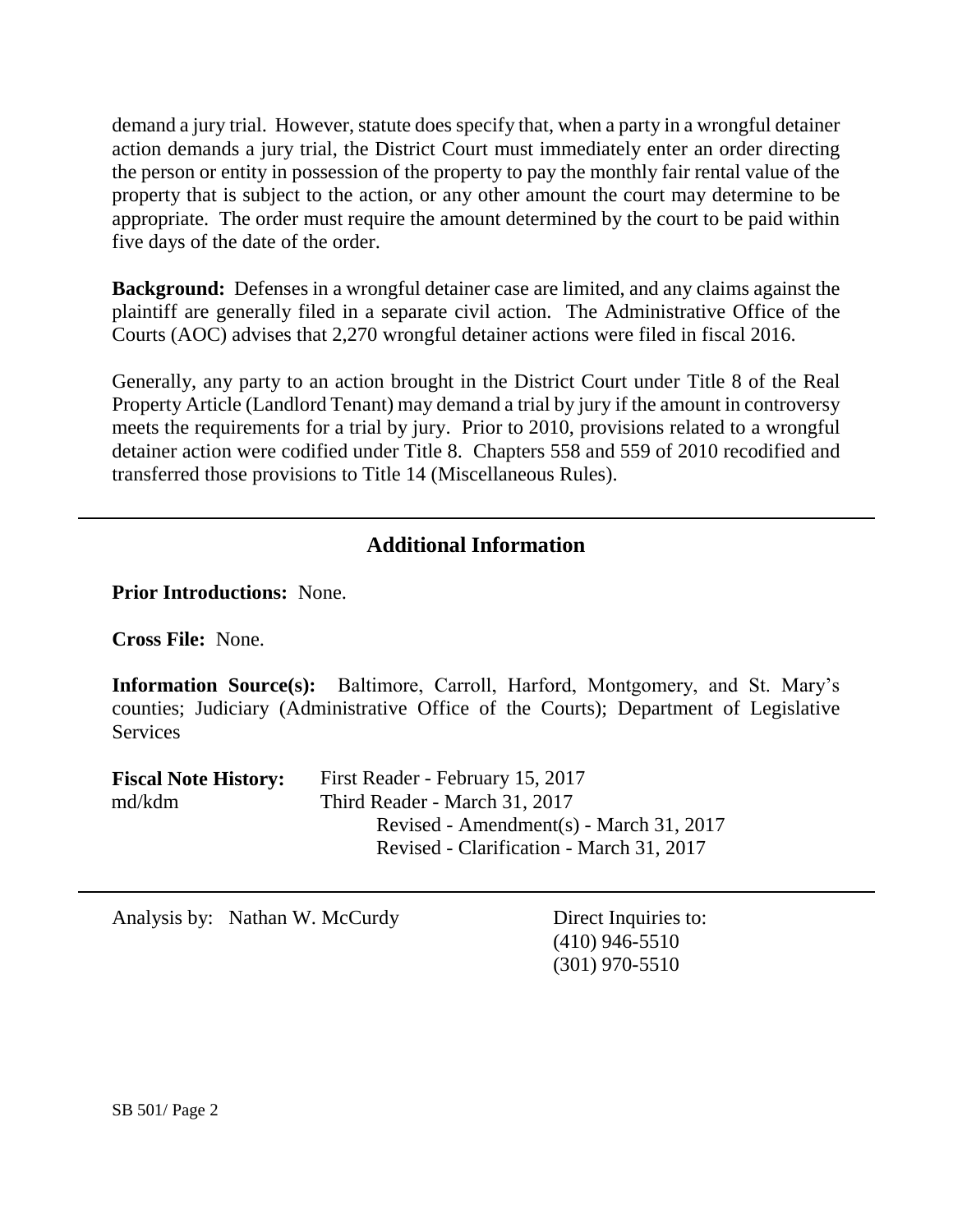demand a jury trial. However, statute does specify that, when a party in a wrongful detainer action demands a jury trial, the District Court must immediately enter an order directing the person or entity in possession of the property to pay the monthly fair rental value of the property that is subject to the action, or any other amount the court may determine to be appropriate. The order must require the amount determined by the court to be paid within five days of the date of the order.

**Background:** Defenses in a wrongful detainer case are limited, and any claims against the plaintiff are generally filed in a separate civil action. The Administrative Office of the Courts (AOC) advises that 2,270 wrongful detainer actions were filed in fiscal 2016.

Generally, any party to an action brought in the District Court under Title 8 of the Real Property Article (Landlord Tenant) may demand a trial by jury if the amount in controversy meets the requirements for a trial by jury. Prior to 2010, provisions related to a wrongful detainer action were codified under Title 8. Chapters 558 and 559 of 2010 recodified and transferred those provisions to Title 14 (Miscellaneous Rules).

---

## Additional Information

**Prior Introductions:** None.

**Cross File:** None.

**Information Source(s):** Baltimore, Carroll, Harford, Montgomery, and St. Mary's counties; Judiciary (Administrative Office of the Courts); Department of Legislative Services

**Fiscal Note History:** First Reader - February 15, 2017
md/kdm Third Reader - March 31, 2017
Revised - Amendment(s) - March 31, 2017
Revised - Clarification - March 31, 2017

---

Analysis by: Nathan W. McCurdy

Direct Inquiries to:
(410) 946-5510
(301) 970-5510